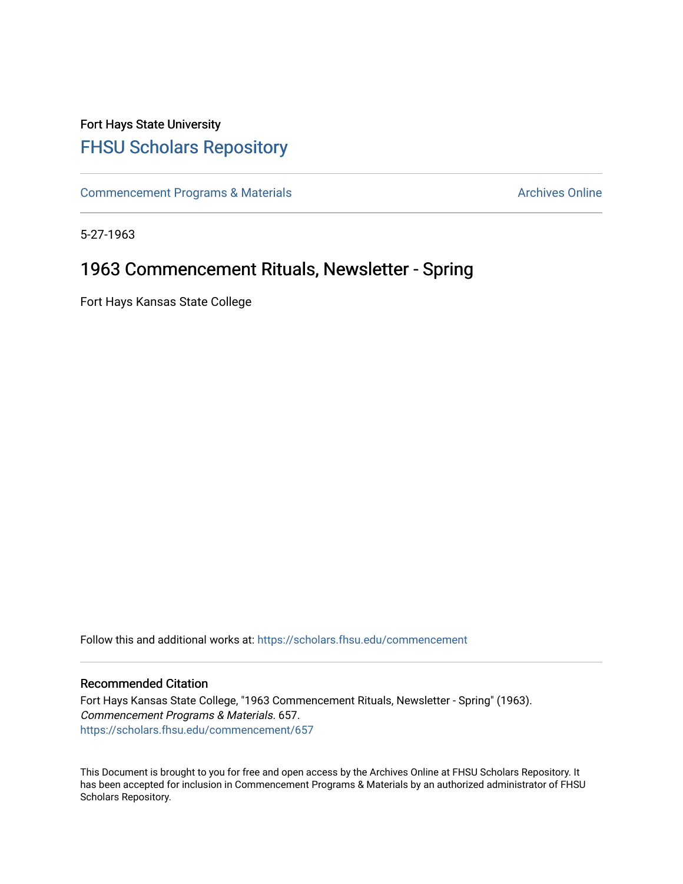Fort Hays State University

# FHSU Scholars Repository

Commencement Programs & Materials

Archives Online

5-27-1963

## 1963 Commencement Rituals, Newsletter - Spring

Fort Hays Kansas State College

Follow this and additional works at: https://scholars.fhsu.edu/commencement

### Recommended Citation

Fort Hays Kansas State College, "1963 Commencement Rituals, Newsletter - Spring" (1963). *Commencement Programs & Materials*. 657.
https://scholars.fhsu.edu/commencement/657

This Document is brought to you for free and open access by the Archives Online at FHSU Scholars Repository. It has been accepted for inclusion in Commencement Programs & Materials by an authorized administrator of FHSU Scholars Repository.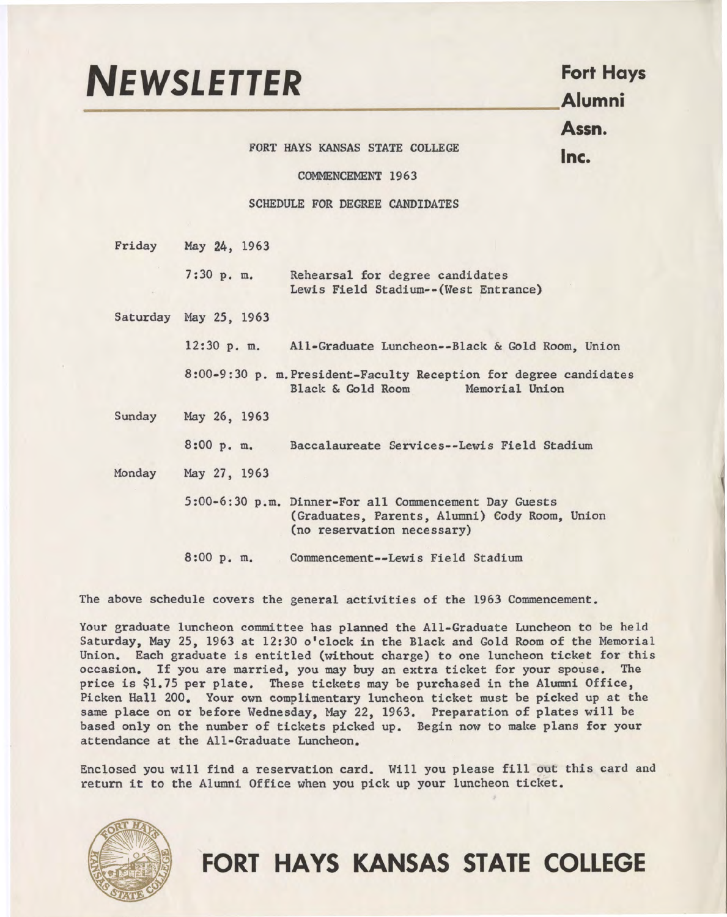# NEWSLETTER

**Fort Hays Alumni Assn. Inc.**

FORT HAYS KANSAS STATE COLLEGE

COMMENCEMENT 1963

SCHEDULE FOR DEGREE CANDIDATES

| | | |
|---|---|---|
| Friday | May 24, 1963 | |
| | 7:30 p. m. | Rehearsal for degree candidates Lewis Field Stadium--(West Entrance) |
| Saturday | May 25, 1963 | |
| | 12:30 p. m. | All-Graduate Luncheon--Black & Gold Room, Union |
| | 8:00-9:30 p. m. | President-Faculty Reception for degree candidates Black & Gold Room Memorial Union |
| Sunday | May 26, 1963 | |
| | 8:00 p. m. | Baccalaureate Services--Lewis Field Stadium |
| Monday | May 27, 1963 | |
| | 5:00-6:30 p.m. | Dinner-For all Commencement Day Guests (Graduates, Parents, Alumni) Cody Room, Union (no reservation necessary) |
| | 8:00 p. m. | Commencement--Lewis Field Stadium |

The above schedule covers the general activities of the 1963 Commencement.

Your graduate luncheon committee has planned the All-Graduate Luncheon to be held Saturday, May 25, 1963 at 12:30 o'clock in the Black and Gold Room of the Memorial Union. Each graduate is entitled (without charge) to one luncheon ticket for this occasion. If you are married, you may buy an extra ticket for your spouse. The price is $1.75 per plate. These tickets may be purchased in the Alumni Office, Picken Hall 200. Your own complimentary luncheon ticket must be picked up at the same place on or before Wednesday, May 22, 1963. Preparation of plates will be based only on the number of tickets picked up. Begin now to make plans for your attendance at the All-Graduate Luncheon.

Enclosed you will find a reservation card. Will you please fill out this card and return it to the Alumni Office when you pick up your luncheon ticket.

**FORT HAYS KANSAS STATE COLLEGE**